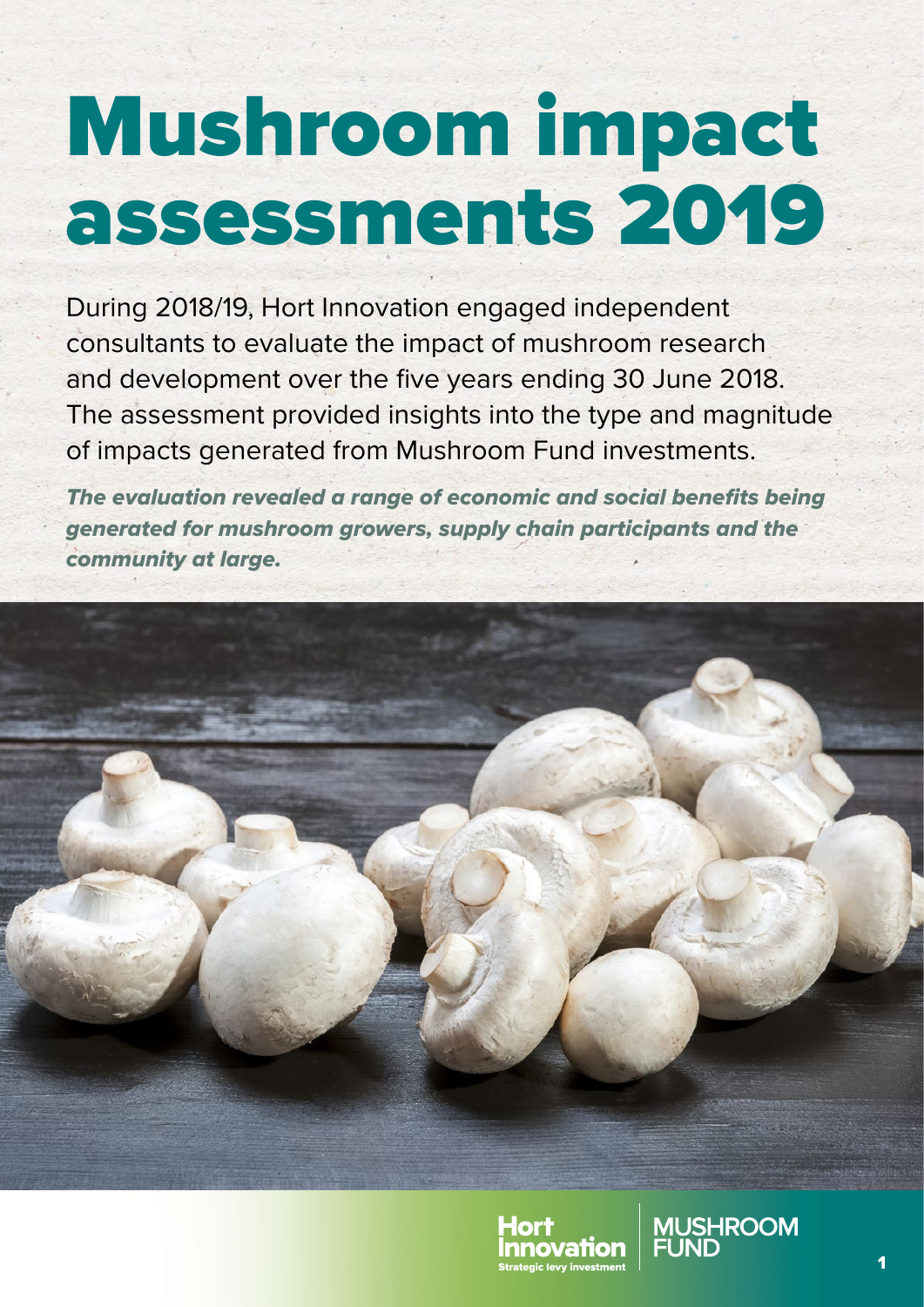# Mushroom impact assessments 2019

During 2018/19, Hort Innovation engaged independent consultants to evaluate the impact of mushroom research and development over the five years ending 30 June 2018. The assessment provided insights into the type and magnitude of impacts generated from Mushroom Fund investments.

***The evaluation revealed a range of economic and social benefits being generated for mushroom growers, supply chain participants and the community at large.***

Hort Innovation
Strategic levy investment

MUSHROOM FUND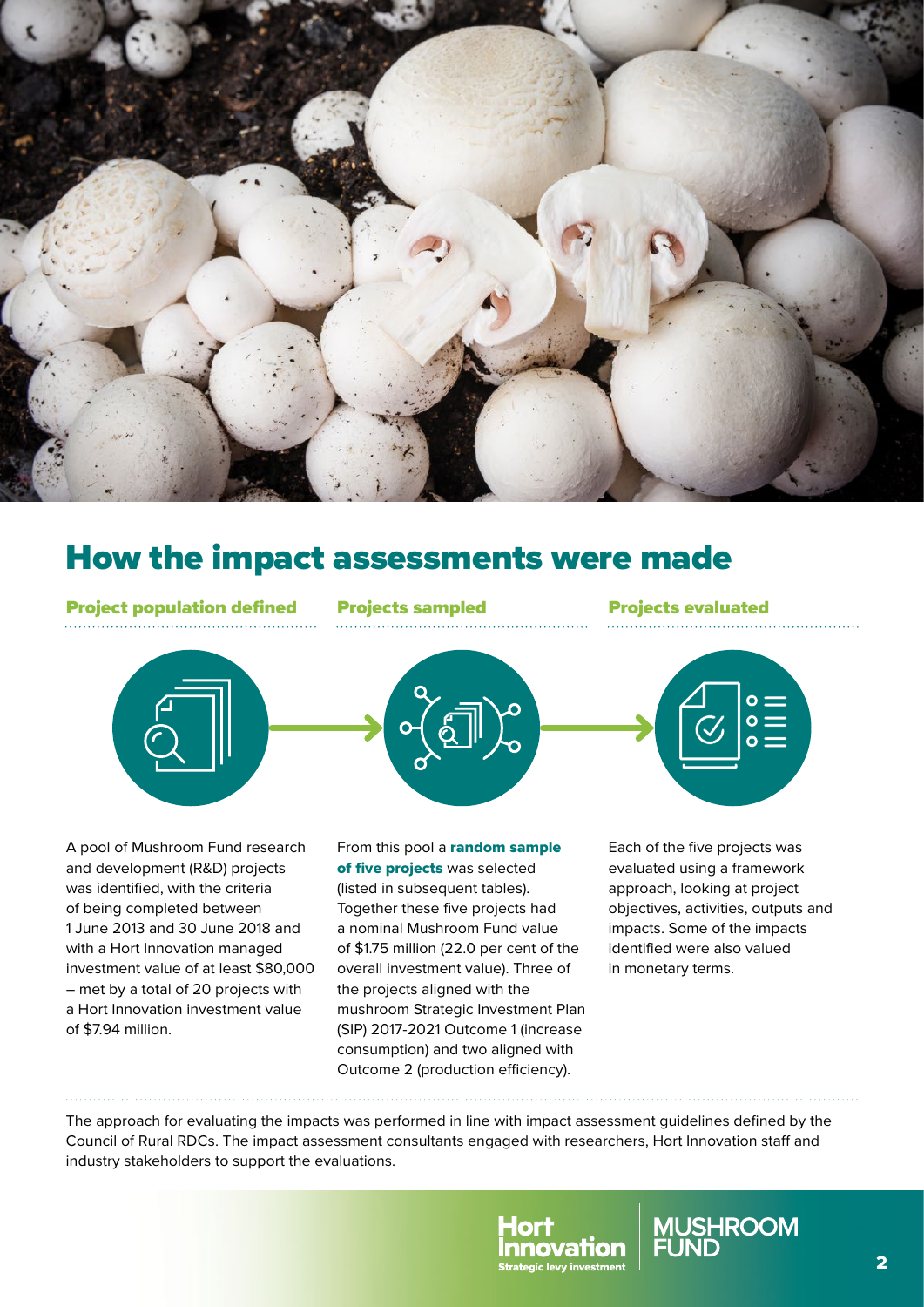# How the impact assessments were made

### Project population defined

A pool of Mushroom Fund research and development (R&D) projects was identified, with the criteria of being completed between 1 June 2013 and 30 June 2018 and with a Hort Innovation managed investment value of at least $80,000 – met by a total of 20 projects with a Hort Innovation investment value of $7.94 million.

### Projects sampled

From this pool a **random sample of five projects** was selected (listed in subsequent tables). Together these five projects had a nominal Mushroom Fund value of $1.75 million (22.0 per cent of the overall investment value). Three of the projects aligned with the mushroom Strategic Investment Plan (SIP) 2017-2021 Outcome 1 (increase consumption) and two aligned with Outcome 2 (production efficiency).

### Projects evaluated

Each of the five projects was evaluated using a framework approach, looking at project objectives, activities, outputs and impacts. Some of the impacts identified were also valued in monetary terms.

The approach for evaluating the impacts was performed in line with impact assessment guidelines defined by the Council of Rural RDCs. The impact assessment consultants engaged with researchers, Hort Innovation staff and industry stakeholders to support the evaluations.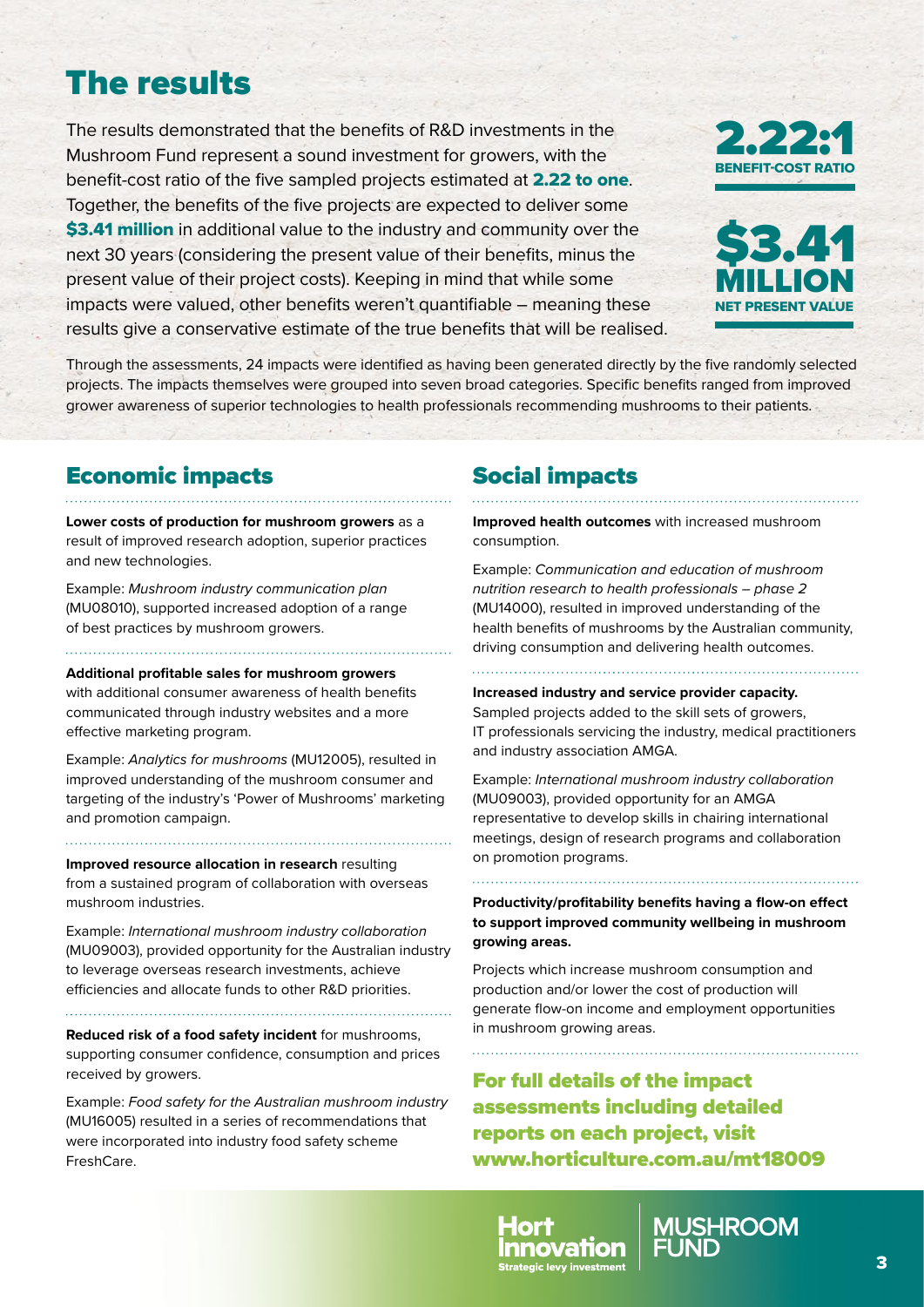# The results

The results demonstrated that the benefits of R&D investments in the Mushroom Fund represent a sound investment for growers, with the benefit-cost ratio of the five sampled projects estimated at **2.22 to one**. Together, the benefits of the five projects are expected to deliver some **$3.41 million** in additional value to the industry and community over the next 30 years (considering the present value of their benefits, minus the present value of their project costs). Keeping in mind that while some impacts were valued, other benefits weren't quantifiable – meaning these results give a conservative estimate of the true benefits that will be realised.

**2.22:1**
**BENEFIT-COST RATIO**

**$3.41 MILLION**
**NET PRESENT VALUE**

Through the assessments, 24 impacts were identified as having been generated directly by the five randomly selected projects. The impacts themselves were grouped into seven broad categories. Specific benefits ranged from improved grower awareness of superior technologies to health professionals recommending mushrooms to their patients.

## Economic impacts

**Lower costs of production for mushroom growers** as a result of improved research adoption, superior practices and new technologies.

Example: *Mushroom industry communication plan* (MU08010), supported increased adoption of a range of best practices by mushroom growers.

**Additional profitable sales for mushroom growers** with additional consumer awareness of health benefits communicated through industry websites and a more effective marketing program.

Example: *Analytics for mushrooms* (MU12005), resulted in improved understanding of the mushroom consumer and targeting of the industry's 'Power of Mushrooms' marketing and promotion campaign.

**Improved resource allocation in research** resulting from a sustained program of collaboration with overseas mushroom industries.

Example: *International mushroom industry collaboration* (MU09003), provided opportunity for the Australian industry to leverage overseas research investments, achieve efficiencies and allocate funds to other R&D priorities.

**Reduced risk of a food safety incident** for mushrooms, supporting consumer confidence, consumption and prices received by growers.

Example: *Food safety for the Australian mushroom industry* (MU16005) resulted in a series of recommendations that were incorporated into industry food safety scheme FreshCare.

## Social impacts

**Improved health outcomes** with increased mushroom consumption.

Example: *Communication and education of mushroom nutrition research to health professionals – phase 2* (MU14000), resulted in improved understanding of the health benefits of mushrooms by the Australian community, driving consumption and delivering health outcomes.

**Increased industry and service provider capacity.** Sampled projects added to the skill sets of growers, IT professionals servicing the industry, medical practitioners and industry association AMGA.

Example: *International mushroom industry collaboration* (MU09003), provided opportunity for an AMGA representative to develop skills in chairing international meetings, design of research programs and collaboration on promotion programs.

**Productivity/profitability benefits having a flow-on effect to support improved community wellbeing in mushroom growing areas.**

Projects which increase mushroom consumption and production and/or lower the cost of production will generate flow-on income and employment opportunities in mushroom growing areas.

**For full details of the impact assessments including detailed reports on each project, visit www.horticulture.com.au/mt18009**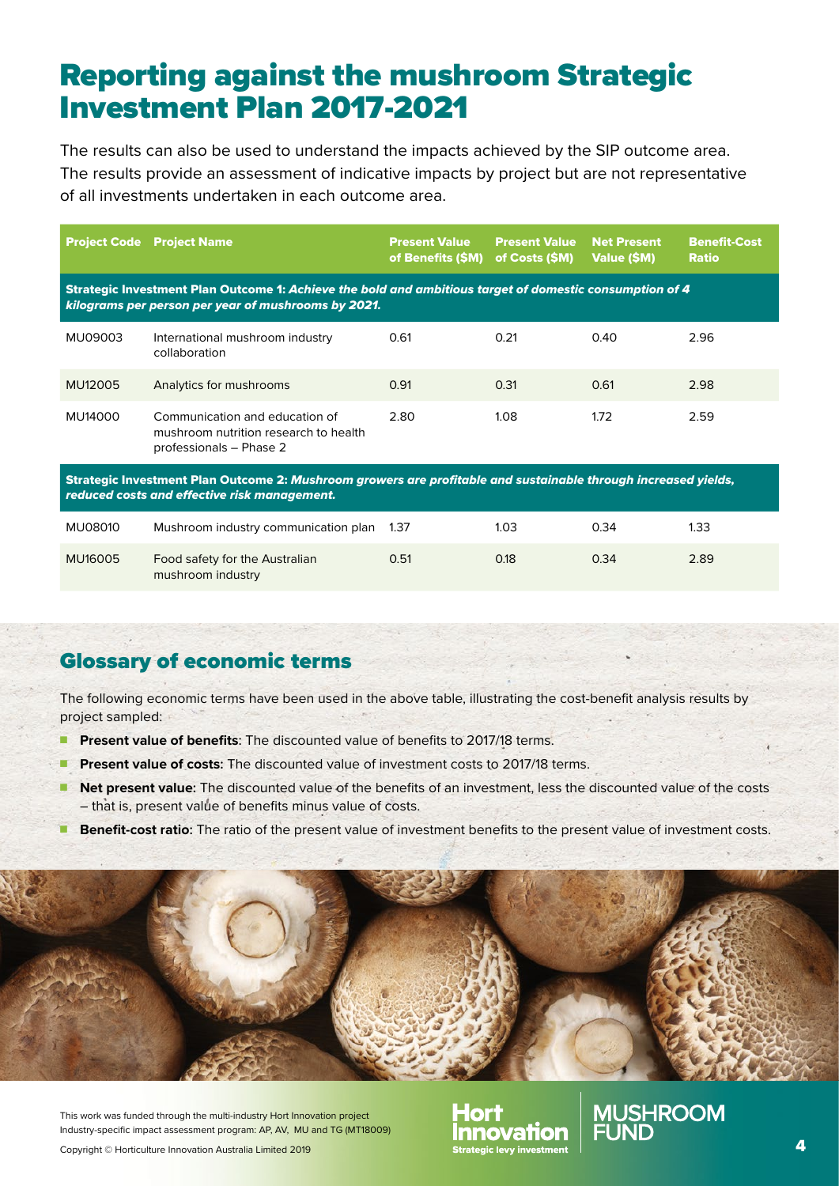# Reporting against the mushroom Strategic Investment Plan 2017-2021

The results can also be used to understand the impacts achieved by the SIP outcome area. The results provide an assessment of indicative impacts by project but are not representative of all investments undertaken in each outcome area.

| Project Code | Project Name | Present Value of Benefits ($M) | Present Value of Costs ($M) | Net Present Value ($M) | Benefit-Cost Ratio |
|---|---|---|---|---|---|
| **Strategic Investment Plan Outcome 1:** ***Achieve the bold and ambitious target of domestic consumption of 4 kilograms per person per year of mushrooms by 2021.*** | | | | | |
| MU09003 | International mushroom industry collaboration | 0.61 | 0.21 | 0.40 | 2.96 |
| MU12005 | Analytics for mushrooms | 0.91 | 0.31 | 0.61 | 2.98 |
| MU14000 | Communication and education of mushroom nutrition research to health professionals – Phase 2 | 2.80 | 1.08 | 1.72 | 2.59 |
| **Strategic Investment Plan Outcome 2:** ***Mushroom growers are profitable and sustainable through increased yields, reduced costs and effective risk management.*** | | | | | |
| MU08010 | Mushroom industry communication plan | 1.37 | 1.03 | 0.34 | 1.33 |
| MU16005 | Food safety for the Australian mushroom industry | 0.51 | 0.18 | 0.34 | 2.89 |

## Glossary of economic terms

The following economic terms have been used in the above table, illustrating the cost-benefit analysis results by project sampled:

- **Present value of benefits**: The discounted value of benefits to 2017/18 terms.
- **Present value of costs:** The discounted value of investment costs to 2017/18 terms.
- **Net present value:** The discounted value of the benefits of an investment, less the discounted value of the costs – that is, present value of benefits minus value of costs.
- **Benefit-cost ratio:** The ratio of the present value of investment benefits to the present value of investment costs.

This work was funded through the multi-industry Hort Innovation project Industry-specific impact assessment program: AP, AV, MU and TG (MT18009)

Copyright © Horticulture Innovation Australia Limited 2019

Hort Innovation Strategic levy investment | MUSHROOM FUND